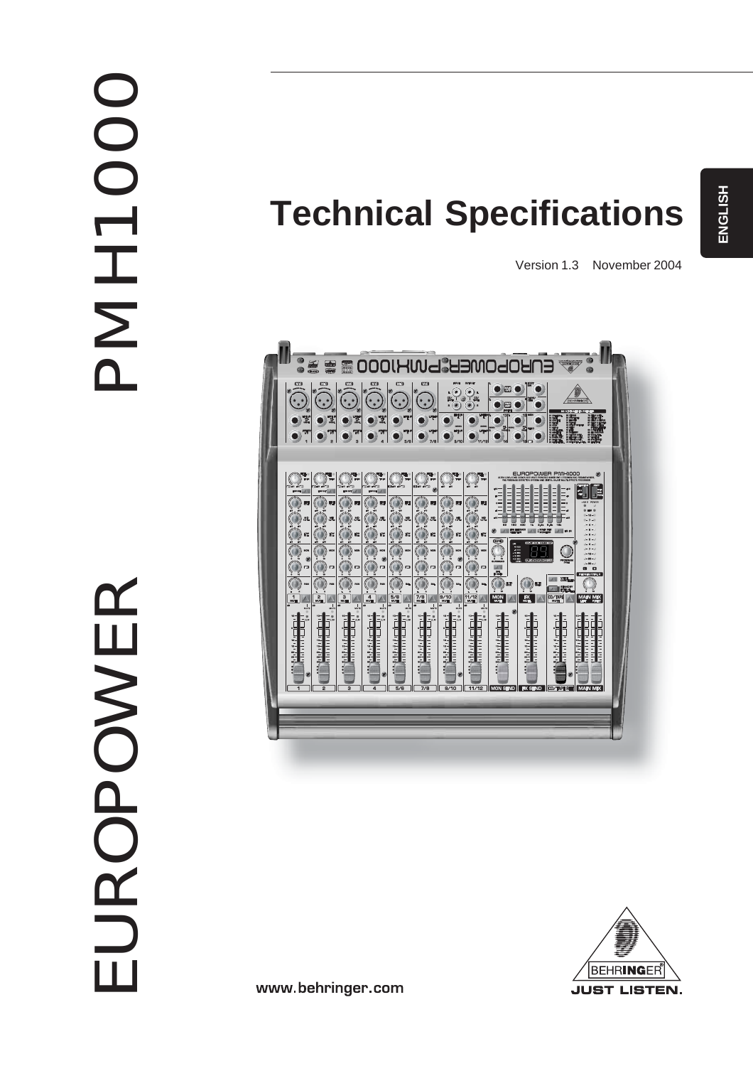# EUROPOWER PMH1000

ENGLISH

# Technical Specifications

Version 1.3 November 2004

www.behringer.com

BEHRINGER JUST LISTEN.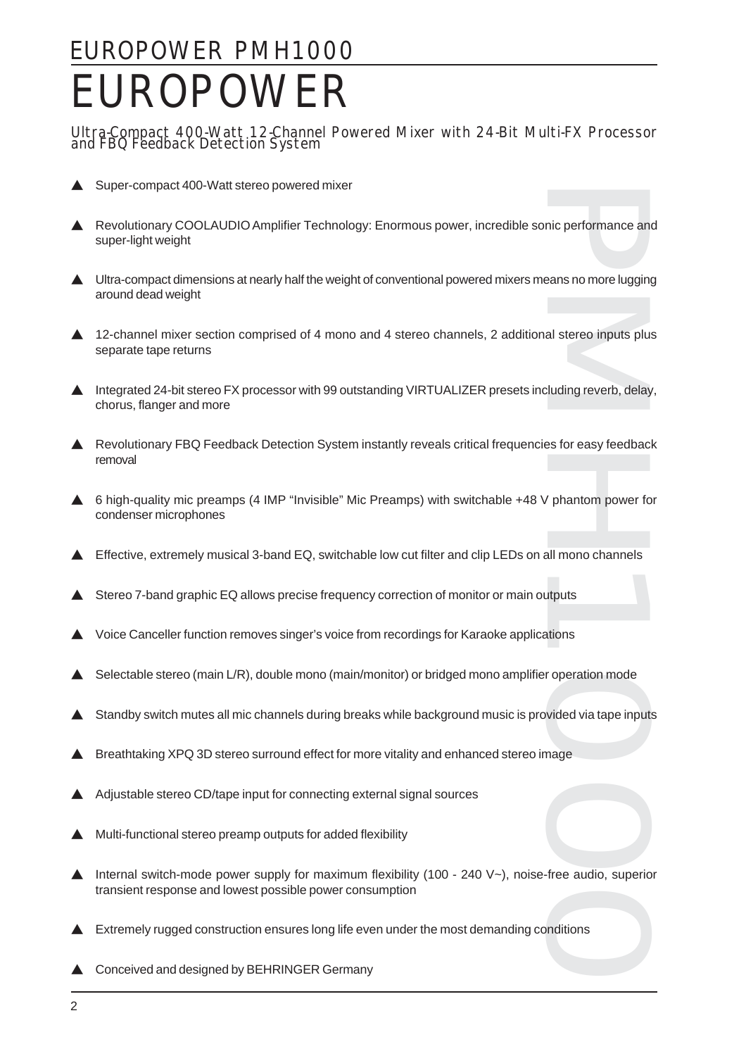# EUROPOWER PMH1000

# EUROPOWER

## Ultra-Compact 400-Watt 12-Channel Powered Mixer with 24-Bit Multi-FX Processor and FBQ Feedback Detection System

- ▲ Super-compact 400-Watt stereo powered mixer
- ▲ Revolutionary COOLAUDIO Amplifier Technology: Enormous power, incredible sonic performance and super-light weight
- ▲ Ultra-compact dimensions at nearly half the weight of conventional powered mixers means no more lugging around dead weight
- ▲ 12-channel mixer section comprised of 4 mono and 4 stereo channels, 2 additional stereo inputs plus separate tape returns
- ▲ Integrated 24-bit stereo FX processor with 99 outstanding VIRTUALIZER presets including reverb, delay, chorus, flanger and more
- ▲ Revolutionary FBQ Feedback Detection System instantly reveals critical frequencies for easy feedback removal
- ▲ 6 high-quality mic preamps (4 IMP "Invisible" Mic Preamps) with switchable +48 V phantom power for condenser microphones
- ▲ Effective, extremely musical 3-band EQ, switchable low cut filter and clip LEDs on all mono channels
- ▲ Stereo 7-band graphic EQ allows precise frequency correction of monitor or main outputs
- ▲ Voice Canceller function removes singer's voice from recordings for Karaoke applications
- ▲ Selectable stereo (main L/R), double mono (main/monitor) or bridged mono amplifier operation mode
- ▲ Standby switch mutes all mic channels during breaks while background music is provided via tape inputs
- ▲ Breathtaking XPQ 3D stereo surround effect for more vitality and enhanced stereo image
- ▲ Adjustable stereo CD/tape input for connecting external signal sources
- ▲ Multi-functional stereo preamp outputs for added flexibility
- ▲ Internal switch-mode power supply for maximum flexibility (100 - 240 V~), noise-free audio, superior transient response and lowest possible power consumption
- ▲ Extremely rugged construction ensures long life even under the most demanding conditions
- ▲ Conceived and designed by BEHRINGER Germany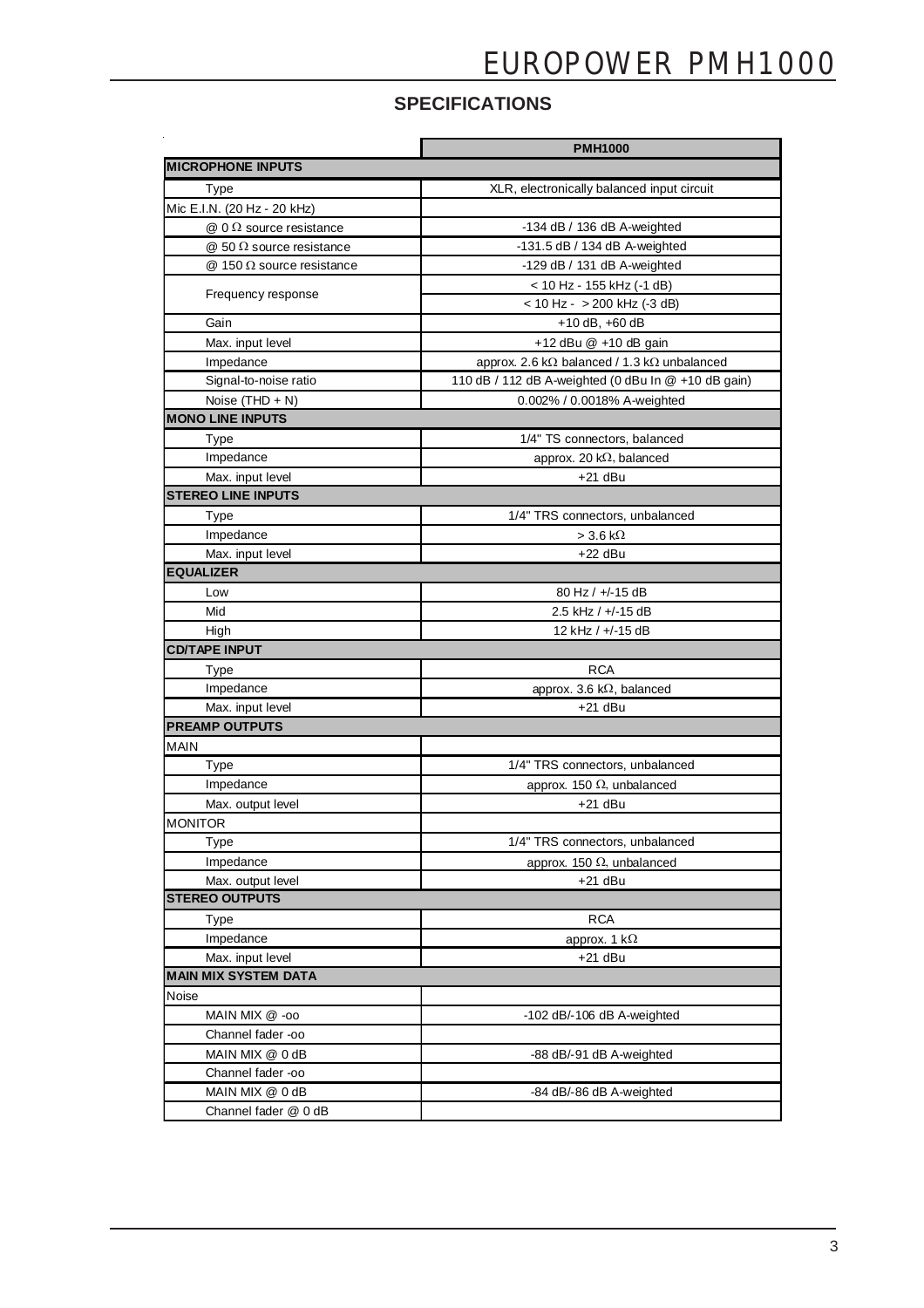## SPECIFICATIONS

| | PMH1000 |
|---|---|
| **MICROPHONE INPUTS** | |
| Type | XLR, electronically balanced input circuit |
| Mic E.I.N. (20 Hz - 20 kHz) | |
| @ 0 Ω source resistance | -134 dB / 136 dB A-weighted |
| @ 50 Ω source resistance | -131.5 dB / 134 dB A-weighted |
| @ 150 Ω source resistance | -129 dB / 131 dB A-weighted |
| Frequency response | < 10 Hz - 155 kHz (-1 dB) |
| | < 10 Hz - > 200 kHz (-3 dB) |
| Gain | +10 dB, +60 dB |
| Max. input level | +12 dBu @ +10 dB gain |
| Impedance | approx. 2.6 kΩ balanced / 1.3 kΩ unbalanced |
| Signal-to-noise ratio | 110 dB / 112 dB A-weighted (0 dBu In @ +10 dB gain) |
| Noise (THD + N) | 0.002% / 0.0018% A-weighted |
| **MONO LINE INPUTS** | |
| Type | 1/4" TS connectors, balanced |
| Impedance | approx. 20 kΩ, balanced |
| Max. input level | +21 dBu |
| **STEREO LINE INPUTS** | |
| Type | 1/4" TRS connectors, unbalanced |
| Impedance | > 3.6 kΩ |
| Max. input level | +22 dBu |
| **EQUALIZER** | |
| Low | 80 Hz / +/-15 dB |
| Mid | 2.5 kHz / +/-15 dB |
| High | 12 kHz / +/-15 dB |
| **CD/TAPE INPUT** | |
| Type | RCA |
| Impedance | approx. 3.6 kΩ, balanced |
| Max. input level | +21 dBu |
| **PREAMP OUTPUTS** | |
| MAIN | |
| Type | 1/4" TRS connectors, unbalanced |
| Impedance | approx. 150 Ω, unbalanced |
| Max. output level | +21 dBu |
| MONITOR | |
| Type | 1/4" TRS connectors, unbalanced |
| Impedance | approx. 150 Ω, unbalanced |
| Max. output level | +21 dBu |
| **STEREO OUTPUTS** | |
| Type | RCA |
| Impedance | approx. 1 kΩ |
| Max. input level | +21 dBu |
| **MAIN MIX SYSTEM DATA** | |
| Noise | |
| MAIN MIX @ -oo | -102 dB/-106 dB A-weighted |
| Channel fader -oo | |
| MAIN MIX @ 0 dB | -88 dB/-91 dB A-weighted |
| Channel fader -oo | |
| MAIN MIX @ 0 dB | -84 dB/-86 dB A-weighted |
| Channel fader @ 0 dB | |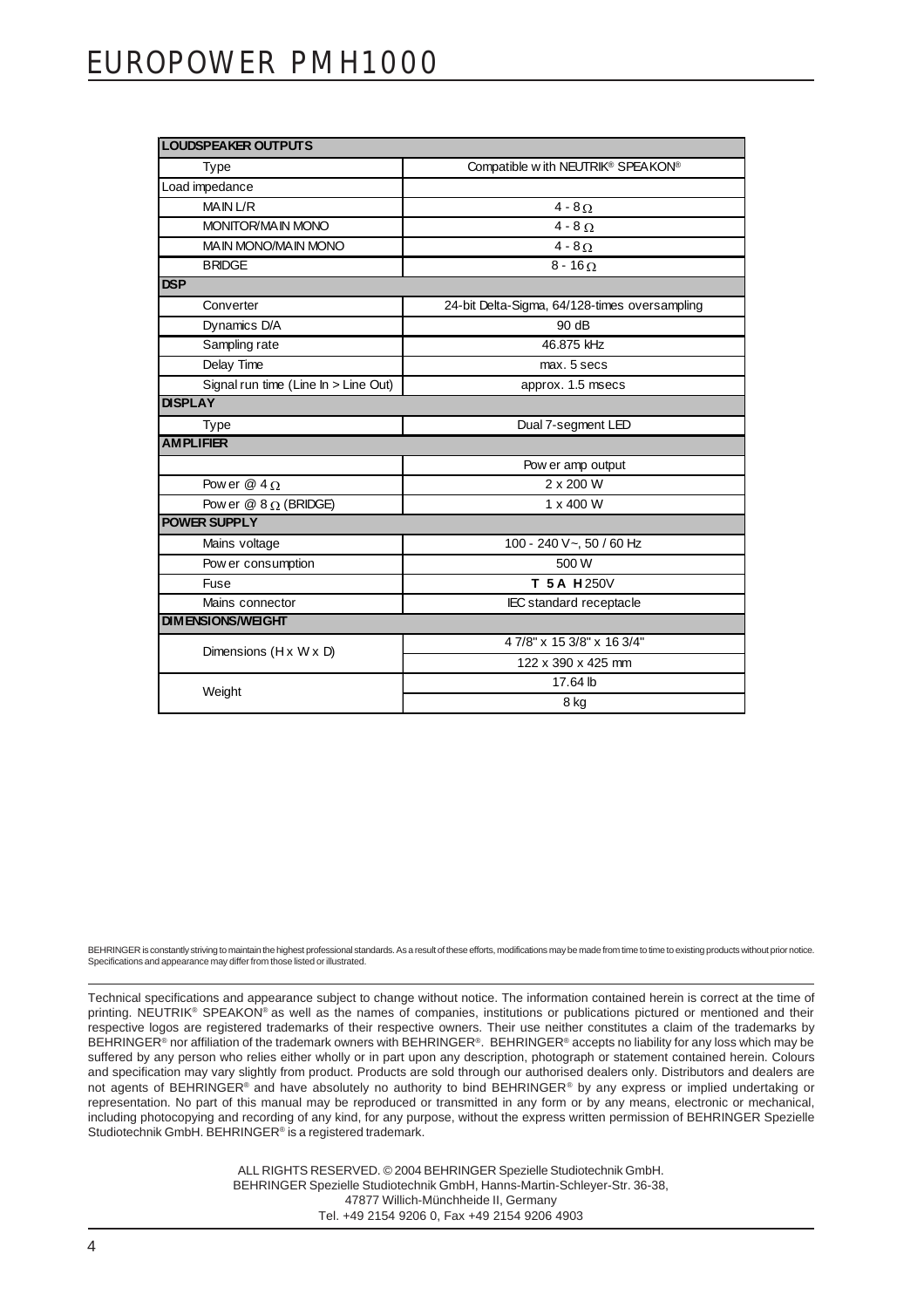# EUROPOWER PMH1000

| | |
|---|---|
| **LOUDSPEAKER OUTPUTS** | |
| Type | Compatible with NEUTRIK® SPEAKON® |
| Load impedance | |
| MAIN L/R | 4 - 8 Ω |
| MONITOR/MAIN MONO | 4 - 8 Ω |
| MAIN MONO/MAIN MONO | 4 - 8 Ω |
| BRIDGE | 8 - 16 Ω |
| **DSP** | |
| Converter | 24-bit Delta-Sigma, 64/128-times oversampling |
| Dynamics D/A | 90 dB |
| Sampling rate | 46.875 kHz |
| Delay Time | max. 5 secs |
| Signal run time (Line In > Line Out) | approx. 1.5 msecs |
| **DISPLAY** | |
| Type | Dual 7-segment LED |
| **AMPLIFIER** | |
| | Power amp output |
| Power @ 4 Ω | 2 x 200 W |
| Power @ 8 Ω (BRIDGE) | 1 x 400 W |
| **POWER SUPPLY** | |
| Mains voltage | 100 - 240 V~, 50 / 60 Hz |
| Power consumption | 500 W |
| Fuse | **T 5 A H** 250V |
| Mains connector | IEC standard receptacle |
| **DIMENSIONS/WEIGHT** | |
| Dimensions (H x W x D) | 4 7/8" x 15 3/8" x 16 3/4" |
| | 122 x 390 x 425 mm |
| Weight | 17.64 lb |
| | 8 kg |

BEHRINGER is constantly striving to maintain the highest professional standards. As a result of these efforts, modifications may be made from time to time to existing products without prior notice. Specifications and appearance may differ from those listed or illustrated.

Technical specifications and appearance subject to change without notice. The information contained herein is correct at the time of printing. NEUTRIK® SPEAKON® as well as the names of companies, institutions or publications pictured or mentioned and their respective logos are registered trademarks of their respective owners. Their use neither constitutes a claim of the trademarks by BEHRINGER® nor affiliation of the trademark owners with BEHRINGER®. BEHRINGER® accepts no liability for any loss which may be suffered by any person who relies either wholly or in part upon any description, photograph or statement contained herein. Colours and specification may vary slightly from product. Products are sold through our authorised dealers only. Distributors and dealers are not agents of BEHRINGER® and have absolutely no authority to bind BEHRINGER® by any express or implied undertaking or representation. No part of this manual may be reproduced or transmitted in any form or by any means, electronic or mechanical, including photocopying and recording of any kind, for any purpose, without the express written permission of BEHRINGER Spezielle Studiotechnik GmbH. BEHRINGER® is a registered trademark.

ALL RIGHTS RESERVED. © 2004 BEHRINGER Spezielle Studiotechnik GmbH.
BEHRINGER Spezielle Studiotechnik GmbH, Hanns-Martin-Schleyer-Str. 36-38,
47877 Willich-Münchheide II, Germany
Tel. +49 2154 9206 0, Fax +49 2154 9206 4903